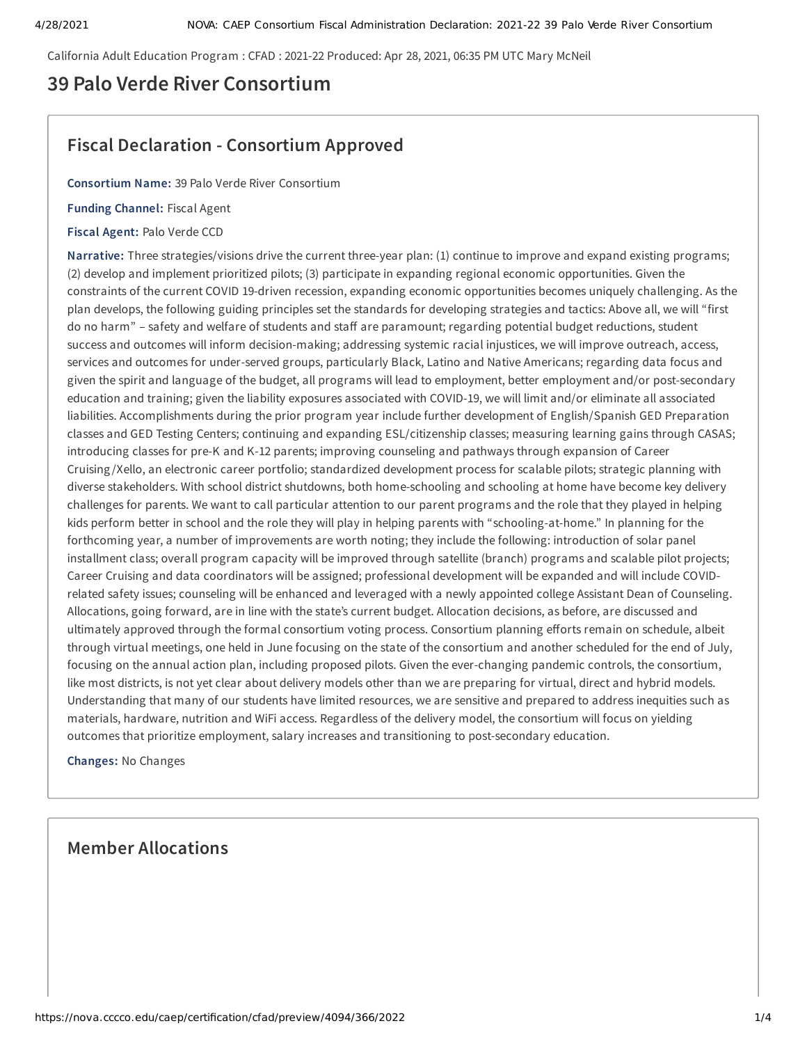California Adult Education Program : CFAD : 2021-22 Produced: Apr 28, 2021, 06:35 PM UTC Mary McNeil

# 39 Palo Verde River Consortium

## Fiscal Declaration - Consortium Approved

**Consortium Name:** 39 Palo Verde River Consortium

**Funding Channel:** Fiscal Agent

**Fiscal Agent:** Palo Verde CCD

**Narrative:** Three strategies/visions drive the current three-year plan: (1) continue to improve and expand existing programs; (2) develop and implement prioritized pilots; (3) participate in expanding regional economic opportunities. Given the constraints of the current COVID 19-driven recession, expanding economic opportunities becomes uniquely challenging. As the plan develops, the following guiding principles set the standards for developing strategies and tactics: Above all, we will "first do no harm" – safety and welfare of students and staff are paramount; regarding potential budget reductions, student success and outcomes will inform decision-making; addressing systemic racial injustices, we will improve outreach, access, services and outcomes for under-served groups, particularly Black, Latino and Native Americans; regarding data focus and given the spirit and language of the budget, all programs will lead to employment, better employment and/or post-secondary education and training; given the liability exposures associated with COVID-19, we will limit and/or eliminate all associated liabilities. Accomplishments during the prior program year include further development of English/Spanish GED Preparation classes and GED Testing Centers; continuing and expanding ESL/citizenship classes; measuring learning gains through CASAS; introducing classes for pre-K and K-12 parents; improving counseling and pathways through expansion of Career Cruising/Xello, an electronic career portfolio; standardized development process for scalable pilots; strategic planning with diverse stakeholders. With school district shutdowns, both home-schooling and schooling at home have become key delivery challenges for parents. We want to call particular attention to our parent programs and the role that they played in helping kids perform better in school and the role they will play in helping parents with "schooling-at-home." In planning for the forthcoming year, a number of improvements are worth noting; they include the following: introduction of solar panel installment class; overall program capacity will be improved through satellite (branch) programs and scalable pilot projects; Career Cruising and data coordinators will be assigned; professional development will be expanded and will include COVID-related safety issues; counseling will be enhanced and leveraged with a newly appointed college Assistant Dean of Counseling. Allocations, going forward, are in line with the state's current budget. Allocation decisions, as before, are discussed and ultimately approved through the formal consortium voting process. Consortium planning efforts remain on schedule, albeit through virtual meetings, one held in June focusing on the state of the consortium and another scheduled for the end of July, focusing on the annual action plan, including proposed pilots. Given the ever-changing pandemic controls, the consortium, like most districts, is not yet clear about delivery models other than we are preparing for virtual, direct and hybrid models. Understanding that many of our students have limited resources, we are sensitive and prepared to address inequities such as materials, hardware, nutrition and WiFi access. Regardless of the delivery model, the consortium will focus on yielding outcomes that prioritize employment, salary increases and transitioning to post-secondary education.

**Changes:** No Changes

## Member Allocations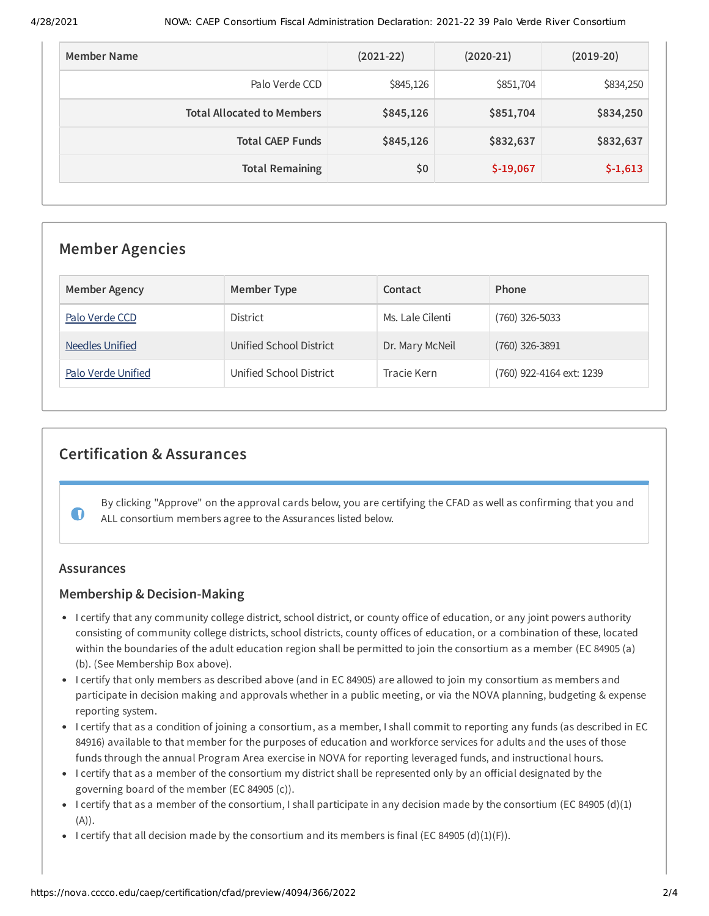| Member Name | (2021-22) | (2020-21) | (2019-20) |
|---|---|---|---|
| Palo Verde CCD | $845,126 | $851,704 | $834,250 |
| **Total Allocated to Members** | **$845,126** | **$851,704** | **$834,250** |
| **Total CAEP Funds** | **$845,126** | **$832,637** | **$832,637** |
| **Total Remaining** | **$0** | **$-19,067** | **$-1,613** |

## Member Agencies

| Member Agency | Member Type | Contact | Phone |
|---|---|---|---|
| Palo Verde CCD | District | Ms. Lale Cilenti | (760) 326-5033 |
| Needles Unified | Unified School District | Dr. Mary McNeil | (760) 326-3891 |
| Palo Verde Unified | Unified School District | Tracie Kern | (760) 922-4164 ext: 1239 |

## Certification & Assurances

By clicking "Approve" on the approval cards below, you are certifying the CFAD as well as confirming that you and ALL consortium members agree to the Assurances listed below.

### Assurances

### Membership & Decision-Making

- I certify that any community college district, school district, or county office of education, or any joint powers authority consisting of community college districts, school districts, county offices of education, or a combination of these, located within the boundaries of the adult education region shall be permitted to join the consortium as a member (EC 84905 (a)(b). (See Membership Box above).
- I certify that only members as described above (and in EC 84905) are allowed to join my consortium as members and participate in decision making and approvals whether in a public meeting, or via the NOVA planning, budgeting & expense reporting system.
- I certify that as a condition of joining a consortium, as a member, I shall commit to reporting any funds (as described in EC 84916) available to that member for the purposes of education and workforce services for adults and the uses of those funds through the annual Program Area exercise in NOVA for reporting leveraged funds, and instructional hours.
- I certify that as a member of the consortium my district shall be represented only by an official designated by the governing board of the member (EC 84905 (c)).
- I certify that as a member of the consortium, I shall participate in any decision made by the consortium (EC 84905 (d)(1)(A)).
- I certify that all decision made by the consortium and its members is final (EC 84905 (d)(1)(F)).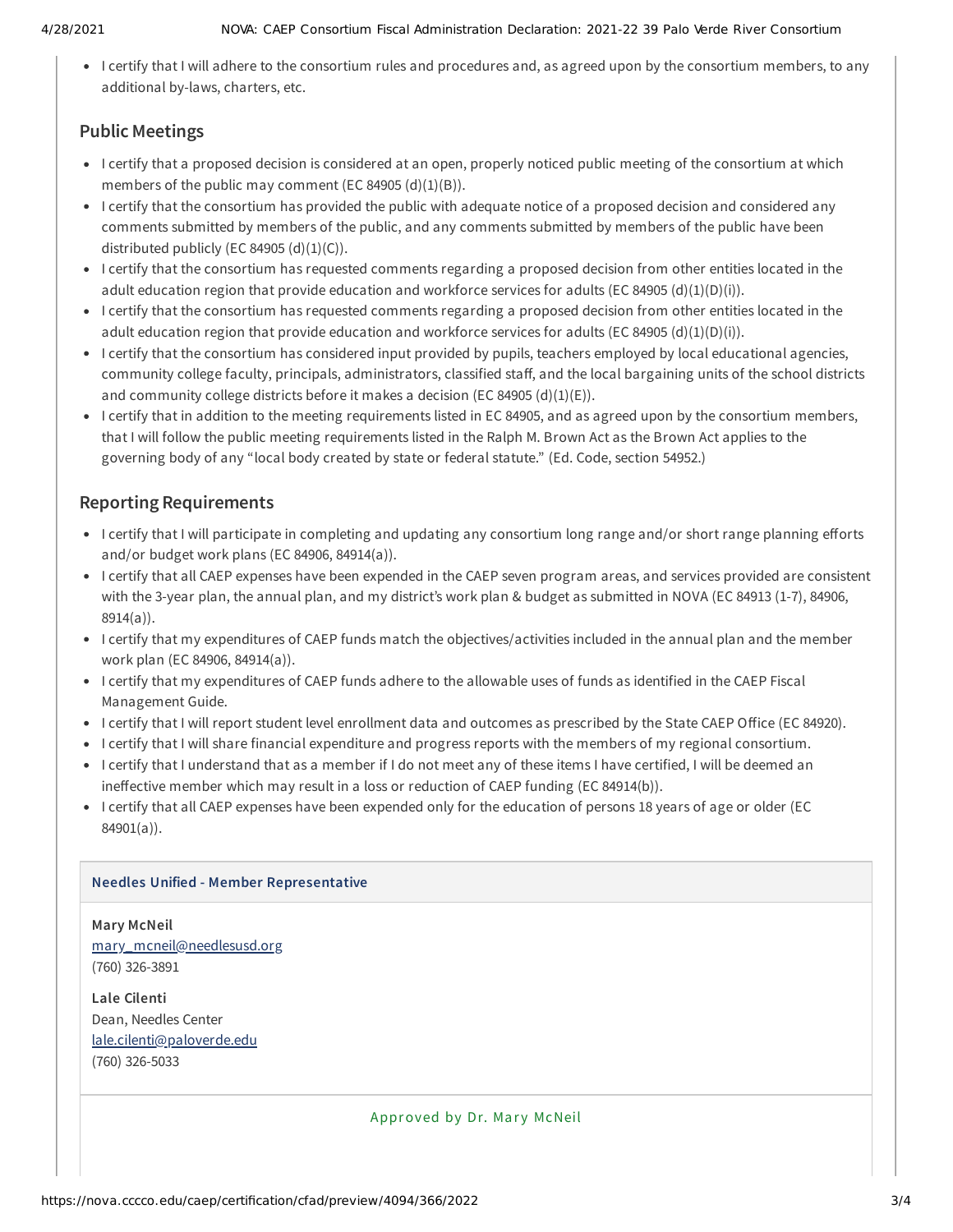- I certify that I will adhere to the consortium rules and procedures and, as agreed upon by the consortium members, to any additional by-laws, charters, etc.

## Public Meetings

- I certify that a proposed decision is considered at an open, properly noticed public meeting of the consortium at which members of the public may comment (EC 84905 (d)(1)(B)).
- I certify that the consortium has provided the public with adequate notice of a proposed decision and considered any comments submitted by members of the public, and any comments submitted by members of the public have been distributed publicly (EC 84905 (d)(1)(C)).
- I certify that the consortium has requested comments regarding a proposed decision from other entities located in the adult education region that provide education and workforce services for adults (EC 84905 (d)(1)(D)(i)).
- I certify that the consortium has requested comments regarding a proposed decision from other entities located in the adult education region that provide education and workforce services for adults (EC 84905 (d)(1)(D)(i)).
- I certify that the consortium has considered input provided by pupils, teachers employed by local educational agencies, community college faculty, principals, administrators, classified staff, and the local bargaining units of the school districts and community college districts before it makes a decision (EC 84905 (d)(1)(E)).
- I certify that in addition to the meeting requirements listed in EC 84905, and as agreed upon by the consortium members, that I will follow the public meeting requirements listed in the Ralph M. Brown Act as the Brown Act applies to the governing body of any "local body created by state or federal statute." (Ed. Code, section 54952.)

## Reporting Requirements

- I certify that I will participate in completing and updating any consortium long range and/or short range planning efforts and/or budget work plans (EC 84906, 84914(a)).
- I certify that all CAEP expenses have been expended in the CAEP seven program areas, and services provided are consistent with the 3-year plan, the annual plan, and my district's work plan & budget as submitted in NOVA (EC 84913 (1-7), 84906, 8914(a)).
- I certify that my expenditures of CAEP funds match the objectives/activities included in the annual plan and the member work plan (EC 84906, 84914(a)).
- I certify that my expenditures of CAEP funds adhere to the allowable uses of funds as identified in the CAEP Fiscal Management Guide.
- I certify that I will report student level enrollment data and outcomes as prescribed by the State CAEP Office (EC 84920).
- I certify that I will share financial expenditure and progress reports with the members of my regional consortium.
- I certify that I understand that as a member if I do not meet any of these items I have certified, I will be deemed an ineffective member which may result in a loss or reduction of CAEP funding (EC 84914(b)).
- I certify that all CAEP expenses have been expended only for the education of persons 18 years of age or older (EC 84901(a)).

**Needles Unified - Member Representative**

**Mary McNeil**
mary_mcneil@needlesusd.org
(760) 326-3891

**Lale Cilenti**
Dean, Needles Center
lale.cilenti@paloverde.edu
(760) 326-5033

Approved by Dr. Mary McNeil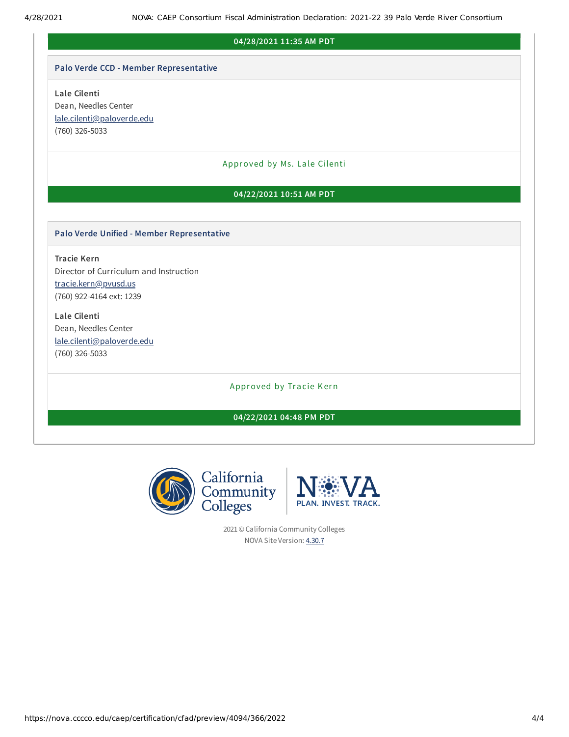**04/28/2021 11:35 AM PDT**

### Palo Verde CCD - Member Representative

**Lale Cilenti**
Dean, Needles Center
lale.cilenti@paloverde.edu
(760) 326-5033

Approved by Ms. Lale Cilenti

**04/22/2021 10:51 AM PDT**

### Palo Verde Unified - Member Representative

**Tracie Kern**
Director of Curriculum and Instruction
tracie.kern@pvusd.us
(760) 922-4164 ext: 1239

**Lale Cilenti**
Dean, Needles Center
lale.cilenti@paloverde.edu
(760) 326-5033

Approved by Tracie Kern

**04/22/2021 04:48 PM PDT**

California Community Colleges | NOVA PLAN. INVEST. TRACK.

2021 © California Community Colleges
NOVA Site Version: 4.30.7